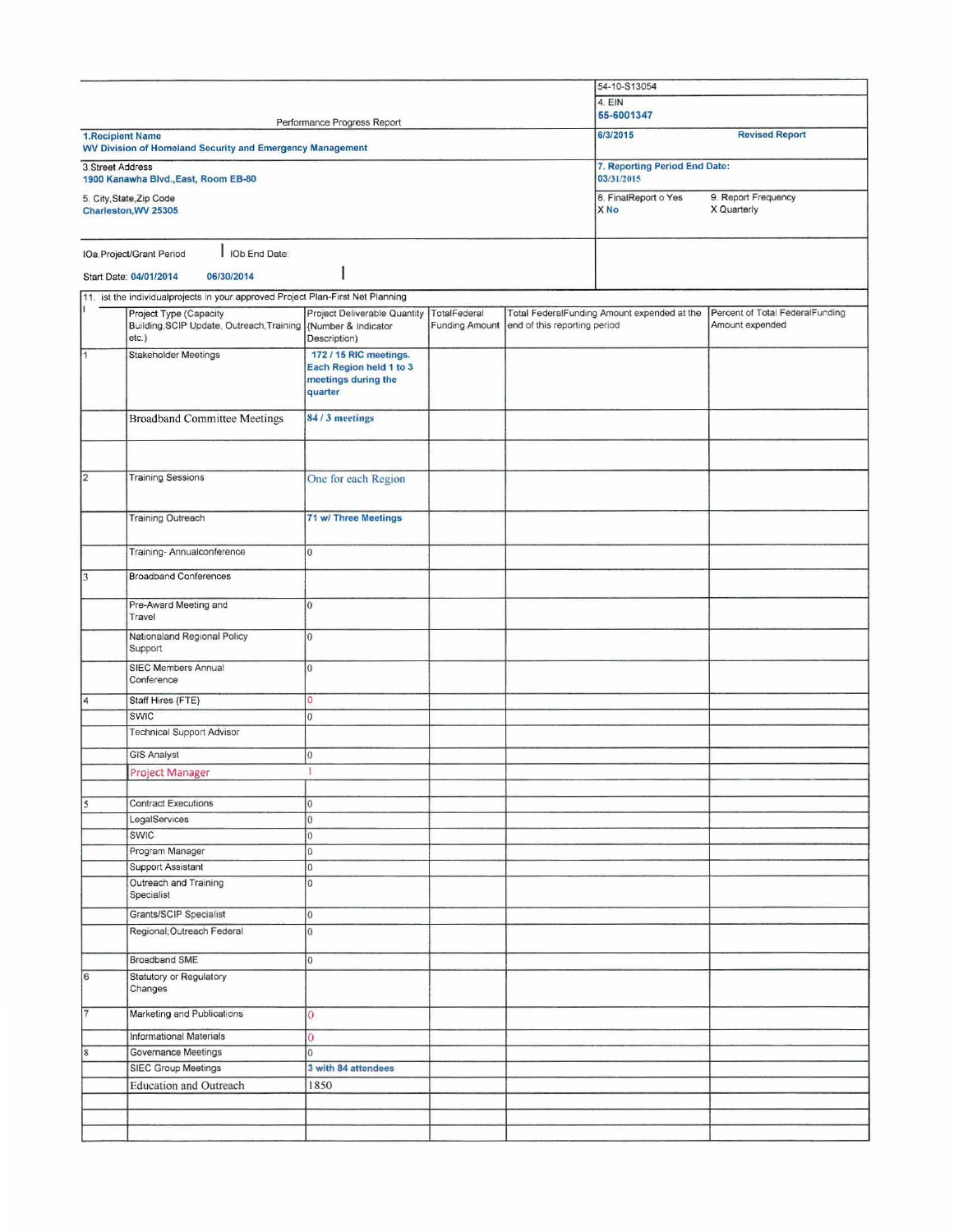Performance Progress Report

| | |
|---|---|
| | 54-10-S13054 |
| | 4. EIN **55-6001347** |
| **1.Recipient Name** **WV Division of Homeland Security and Emergency Management** | **6/3/2015** **Revised Report** |
| 3.Street Address **1900 Kanawha Blvd.,East, Room EB-80** | **7. Reporting Period End Date:** **03/31/2015** |
| 5. City,State,Zip Code **Charleston,WV 25305** | 8. FinalReport o Yes **X No** 9. Report Frequency X Quarterly |
| IOa.Project/Grant Period Start Date: **04/01/2014** IOb.End Date: **06/30/2014** | |

11. ist the individualprojects in your approved Project Plan-First Net Planning

| | Project Type (Capacity Building,SCIP Update, Outreach,Training etc.) | Project Deliverable Quantity (Number & Indicator Description) | TotalFederal Funding Amount | Total FederalFunding Amount expended at the end of this reporting period | Percent of Total FederalFunding Amount expended |
|---|---|---|---|---|---|
| 1 | Stakeholder Meetings | 172 / 15 RIC meetings. Each Region held 1 to 3 meetings during the quarter | | | |
| | Broadband Committee Meetings | 84 / 3 meetings | | | |
| | | | | | |
| 2 | Training Sessions | One for each Region | | | |
| | Training Outreach | 71 w/ Three Meetings | | | |
| | Training- Annualconference | 0 | | | |
| 3 | Broadband Conferences | | | | |
| | Pre-Award Meeting and Travel | 0 | | | |
| | Nationaland Regional Policy Support | 0 | | | |
| | SIEC Members Annual Conference | 0 | | | |
| 4 | Staff Hires (FTE) | 0 | | | |
| | SWIC | 0 | | | |
| | Technical Support Advisor | | | | |
| | GIS Analyst | 0 | | | |
| | Project Manager | 1 | | | |
| | | | | | |
| 5 | Contract Executions | 0 | | | |
| | LegalServices | 0 | | | |
| | SWIC | 0 | | | |
| | Program Manager | 0 | | | |
| | Support Assistant | 0 | | | |
| | Outreach and Training Specialist | 0 | | | |
| | Grants/SCIP Specialist | 0 | | | |
| | Regional;Outreach Federal | 0 | | | |
| | Broadband SME | 0 | | | |
| 6 | Statutory or Regulatory Changes | | | | |
| 7 | Marketing and Publications | 0 | | | |
| | Informational Materials | 0 | | | |
| 8 | Governance Meetings | 0 | | | |
| | SIEC Group Meetings | 3 with 84 attendees | | | |
| | Education and Outreach | 1850 | | | |
| | | | | | |
| | | | | | |
| | | | | | |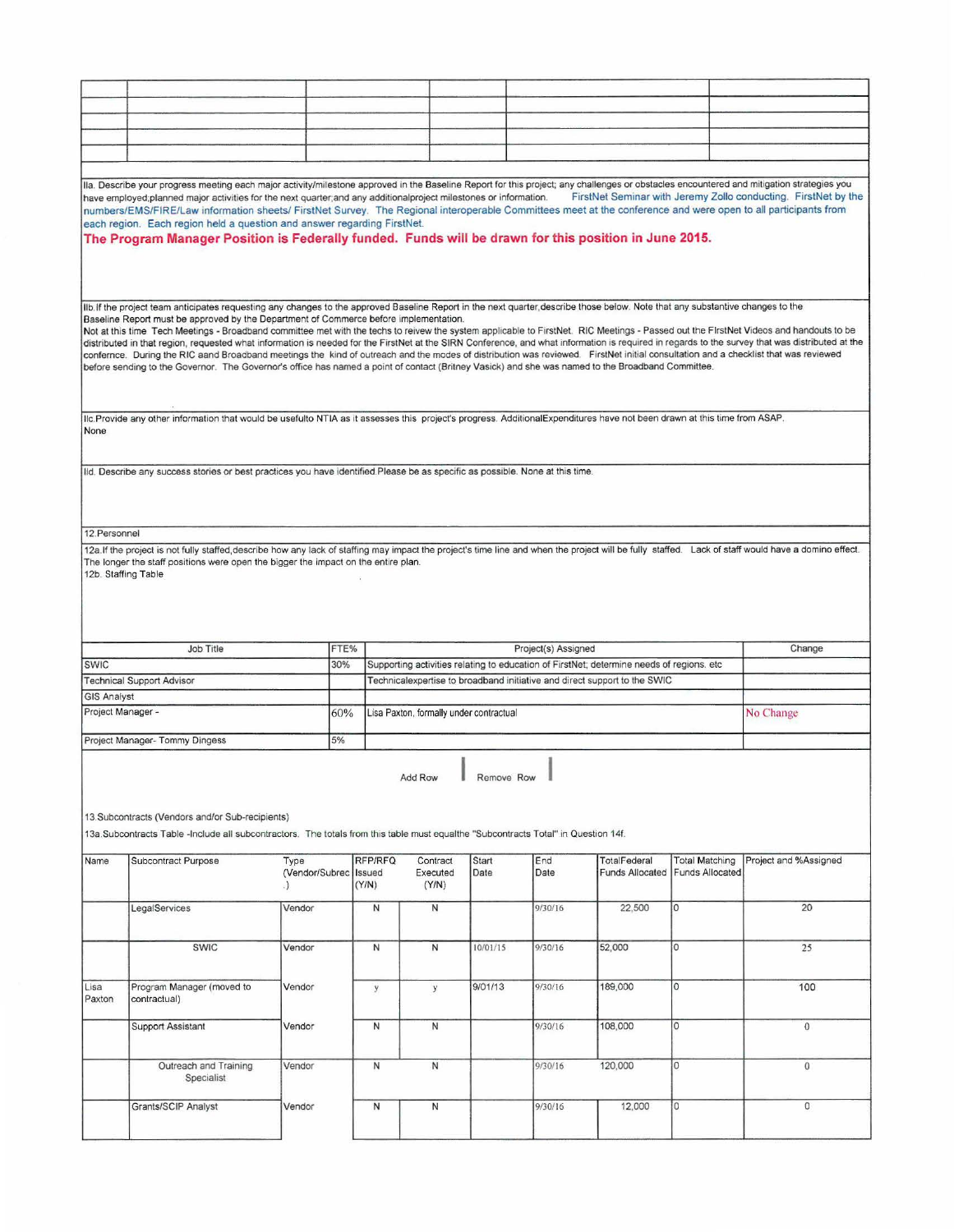| | | | | | |
|---|---|---|---|---|---|
| | | | | | |
| | | | | | |
| | | | | | |
| | | | | | |

IIa. Describe your progress meeting each major activity/milestone approved in the Baseline Report for this project; any challenges or obstacles encountered and mitigation strategies you have employed;planned major activities for the next quarter;and any additionalproject milestones or information. FirstNet Seminar with Jeremy Zollo conducting. FirstNet by the numbers/EMS/FIRE/Law information sheets/ FirstNet Survey. The Regional interoperable Committees meet at the conference and were open to all participants from each region. Each region held a question and answer regarding FirstNet.

**The Program Manager Position is Federally funded. Funds will be drawn for this position in June 2015.**

IIb.If the project team anticipates requesting any changes to the approved Baseline Report in the next quarter,describe those below. Note that any substantive changes to the Baseline Report must be approved by the Department of Commerce before implementation.
Not at this time Tech Meetings - Broadband committee met with the techs to reivew the system applicable to FirstNet. RIC Meetings - Passed out the FIrstNet Videos and handouts to be distributed in that region, requested what information is needed for the FirstNet at the SIRN Conference, and what information is required in regards to the survey that was distributed at the confernce. During the RIC aand Broadband meetings the kind of outreach and the modes of distribution was reviewed. FirstNet initial consultation and a checklist that was reviewed before sending to the Governor. The Governor's office has named a point of contact (Britney Vasick) and she was named to the Broadband Committee.

IIc.Provide any other information that would be usefulto NTIA as it assesses this project's progress. AdditionalExpenditures have not been drawn at this time from ASAP.
None

IId. Describe any success stories or best practices you have identified.Please be as specific as possible. None at this time.

12.Personnel

12a.If the project is not fully staffed,describe how any lack of staffing may impact the project's time line and when the project will be fully staffed. Lack of staff would have a domino effect. The longer the staff positions were open the bigger the impact on the entire plan.

12b. Staffing Table

| Job Title | FTE% | Project(s) Assigned | Change |
|---|---|---|---|
| SWIC | 30% | Supporting activities relating to education of FirstNet; determine needs of regions. etc | |
| Technical Support Advisor | | Technicalexpertise to broadband initiative and direct support to the SWIC | |
| GIS Analyst | | | |
| Project Manager - | 60% | Lisa Paxton, formally under contractual | No Change |
| Project Manager- Tommy Dingess | 5% | | |

Add Row | Remove Row

13.Subcontracts (Vendors and/or Sub-recipients)

13a.Subcontracts Table -Include all subcontractors. The totals from this table must equalthe "Subcontracts Total" in Question 14f.

| Name | Subcontract Purpose | Type (Vendor/Subrec.) | RFP/RFQ Issued (Y/N) | Contract Executed (Y/N) | Start Date | End Date | TotalFederal Funds Allocated | Total Matching Funds Allocated | Project and %Assigned |
|---|---|---|---|---|---|---|---|---|---|
| | LegalServices | Vendor | N | N | | 9/30/16 | 22,500 | 0 | 20 |
| | SWIC | Vendor | N | N | 10/01/15 | 9/30/16 | 52,000 | 0 | 25 |
| Lisa Paxton | Program Manager (moved to contractual) | Vendor | y | y | 9/01/13 | 9/30/16 | 189,000 | 0 | 100 |
| | Support Assistant | Vendor | N | N | | 9/30/16 | 108,000 | 0 | 0 |
| | Outreach and Training Specialist | Vendor | N | N | | 9/30/16 | 120,000 | 0 | 0 |
| | Grants/SCIP Analyst | Vendor | N | N | | 9/30/16 | 12,000 | 0 | 0 |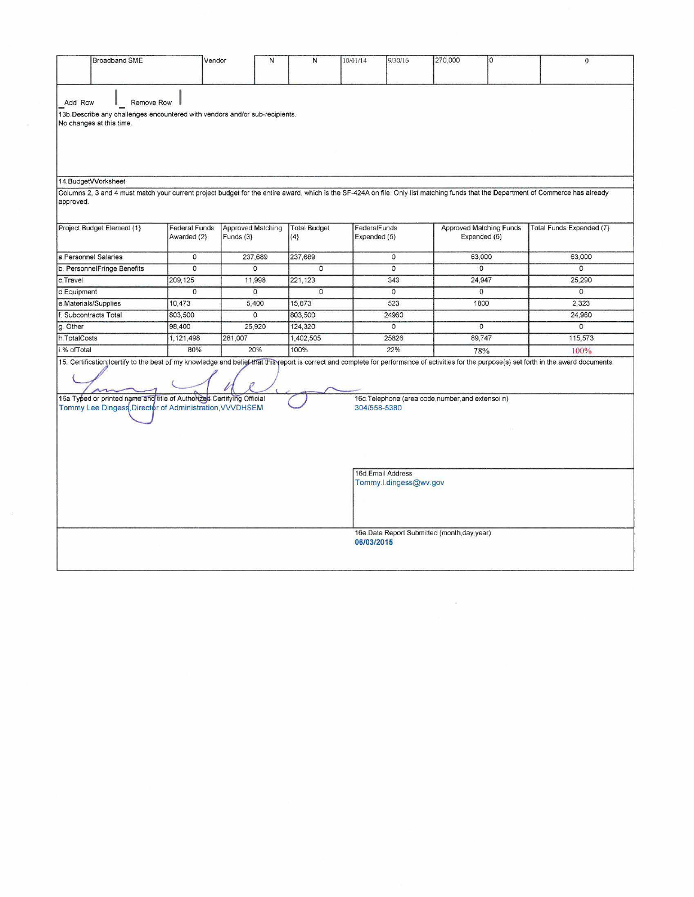| | | | | | | | | | |
|---|---|---|---|---|---|---|---|---|---|
| | Broadband SME | Vendor | N | N | 10/01/14 | 9/30/16 | 270,000 | 0 | 0 |

Add Row    Remove Row

13b.Describe any challenges encountered with vendors and/or sub-recipients.
No changes at this time.

14.BudgetWorksheet

Columns 2, 3 and 4 must match your current project budget for the entire award, which is the SF-424A on file. Only list matching funds that the Department of Commerce has already approved.

| Project Budget Element (1) | Federal Funds Awarded (2) | Approved Matching Funds (3) | Total Budget (4) | FederalFunds Expended (5) | Approved Matching Funds Expended (6) | Total Funds Expended (7) |
|---|---|---|---|---|---|---|
| a.Personnel Salaries | 0 | 237,689 | 237,689 | 0 | 63,000 | 63,000 |
| b. PersonnelFringe Benefits | 0 | 0 | 0 | 0 | 0 | 0 |
| c.Travel | 209,125 | 11,998 | 221,123 | 343 | 24,947 | 25,290 |
| d.Equipment | 0 | 0 | 0 | 0 | 0 | 0 |
| e.Materials/Supplies | 10,473 | 5,400 | 15,873 | 523 | 1800 | 2,323 |
| f. Subcontracts Total | 803,500 | 0 | 803,500 | 24960 | | 24,960 |
| g. Other | 98,400 | 25,920 | 124,320 | 0 | 0 | 0 |
| h.TotalCosts | 1,121,498 | 281,007 | 1,402,505 | 25826 | 89,747 | 115,573 |
| i.% ofTotal | 80% | 20% | 100% | 22% | 78% | 100% |

15. Certification:Icertify to the best of my knowledge and belief that this report is correct and complete for performance of activities for the purpose(s) set forth in the award documents.

16a.Typed or printed name and title of Authorized Certifying Official
Tommy Lee Dingess,Director of Administration,WVDHSEM

16c.Telephone (area code,number,and extensoi n)
304/558-5380

16d.Email Address
Tommy.l.dingess@wv.gov

16e.Date Report Submitted (month,day,year)
**06/03/2015**